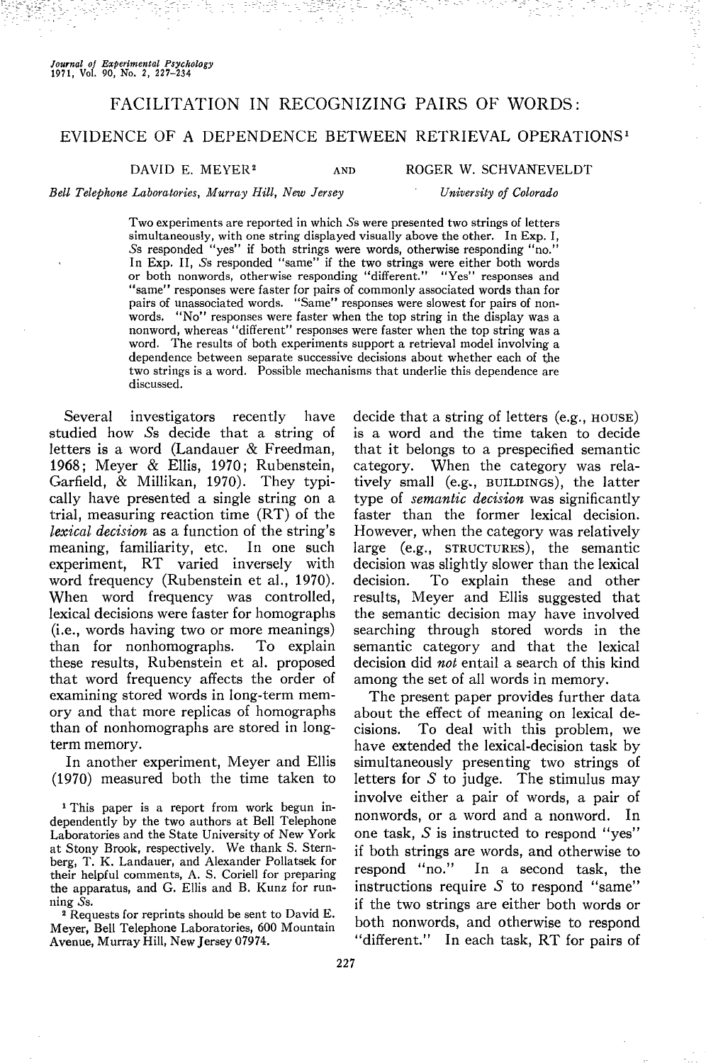# FACILITATION IN RECOGNIZING PAIRS OF WORDS: EVIDENCE OF A DEPENDENCE BETWEEN RETRIEVAL OPERATIONS[1]

DAVID E. MEYER[2] AND ROGER W. SCHVANEVELDT

*Bell Telephone Laboratories, Murray Hill, New Jersey* — *University of Colorado*

Two experiments are reported in which *S*s were presented two strings of letters simultaneously, with one string displayed visually above the other. In Exp. I, *S*s responded "yes" if both strings were words, otherwise responding "no." In Exp. II, *S*s responded "same" if the two strings were either both words or both nonwords, otherwise responding "different." "Yes" responses and "same" responses were faster for pairs of commonly associated words than for pairs of unassociated words. "Same" responses were slowest for pairs of nonwords. "No" responses were faster when the top string in the display was a nonword, whereas "different" responses were faster when the top string was a word. The results of both experiments support a retrieval model involving a dependence between separate successive decisions about whether each of the two strings is a word. Possible mechanisms that underlie this dependence are discussed.

Several investigators recently have studied how *S*s decide that a string of letters is a word (Landauer & Freedman, 1968; Meyer & Ellis, 1970; Rubenstein, Garfield, & Millikan, 1970). They typically have presented a single string on a trial, measuring reaction time (RT) of the *lexical decision* as a function of the string's meaning, familiarity, etc. In one such experiment, RT varied inversely with word frequency (Rubenstein et al., 1970). When word frequency was controlled, lexical decisions were faster for homographs (i.e., words having two or more meanings) than for nonhomographs. To explain these results, Rubenstein et al. proposed that word frequency affects the order of examining stored words in long-term memory and that more replicas of homographs than of nonhomographs are stored in long-term memory.

In another experiment, Meyer and Ellis (1970) measured both the time taken to decide that a string of letters (e.g., HOUSE) is a word and the time taken to decide that it belongs to a prespecified semantic category. When the category was relatively small (e.g., BUILDINGS), the latter type of *semantic decision* was significantly faster than the former lexical decision. However, when the category was relatively large (e.g., STRUCTURES), the semantic decision was slightly slower than the lexical decision. To explain these and other results, Meyer and Ellis suggested that the semantic decision may have involved searching through stored words in the semantic category and that the lexical decision did *not* entail a search of this kind among the set of all words in memory.

The present paper provides further data about the effect of meaning on lexical decisions. To deal with this problem, we have extended the lexical-decision task by simultaneously presenting two strings of letters for *S* to judge. The stimulus may involve either a pair of words, a pair of nonwords, or a word and a nonword. In one task, *S* is instructed to respond "yes" if both strings are words, and otherwise to respond "no." In a second task, the instructions require *S* to respond "same" if the two strings are either both words or both nonwords, and otherwise to respond "different." In each task, RT for pairs of

[1] This paper is a report from work begun independently by the two authors at Bell Telephone Laboratories and the State University of New York at Stony Brook, respectively. We thank S. Sternberg, T. K. Landauer, and Alexander Pollatsek for their helpful comments, A. S. Coriell for preparing the apparatus, and G. Ellis and B. Kunz for running *S*s.

[2] Requests for reprints should be sent to David E. Meyer, Bell Telephone Laboratories, 600 Mountain Avenue, Murray Hill, New Jersey 07974.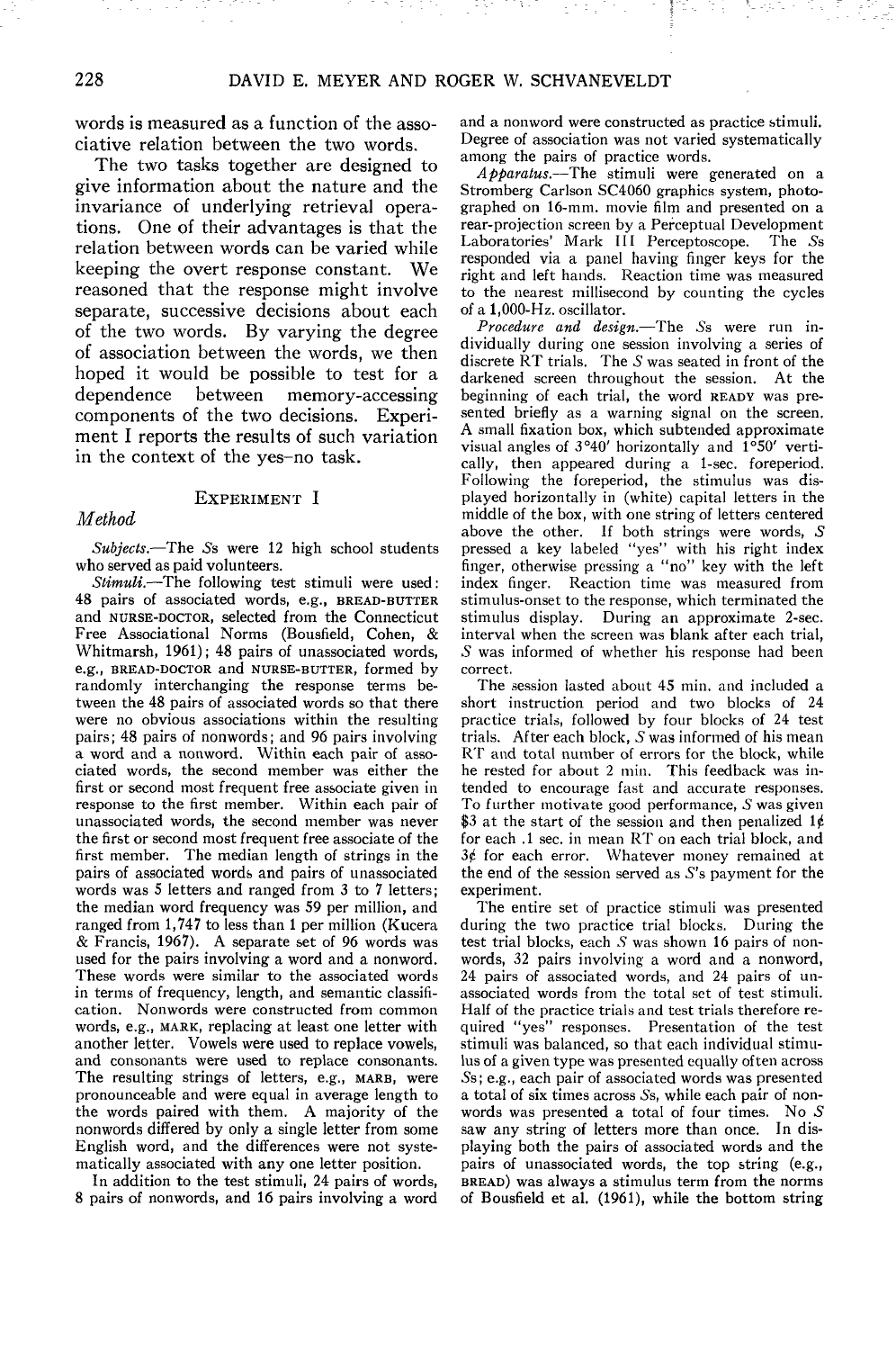words is measured as a function of the associative relation between the two words.

The two tasks together are designed to give information about the nature and the invariance of underlying retrieval operations. One of their advantages is that the relation between words can be varied while keeping the overt response constant. We reasoned that the response might involve separate, successive decisions about each of the two words. By varying the degree of association between the words, we then hoped it would be possible to test for a dependence between memory-accessing components of the two decisions. Experiment I reports the results of such variation in the context of the yes–no task.

## Experiment I

### *Method*

*Subjects.*—The *S*s were 12 high school students who served as paid volunteers.

*Stimuli.*—The following test stimuli were used: 48 pairs of associated words, e.g., BREAD-BUTTER and NURSE-DOCTOR, selected from the Connecticut Free Associational Norms (Bousfield, Cohen, & Whitmarsh, 1961); 48 pairs of unassociated words, e.g., BREAD-DOCTOR and NURSE-BUTTER, formed by randomly interchanging the response terms between the 48 pairs of associated words so that there were no obvious associations within the resulting pairs; 48 pairs of nonwords; and 96 pairs involving a word and a nonword. Within each pair of associated words, the second member was either the first or second most frequent free associate given in response to the first member. Within each pair of unassociated words, the second member was never the first or second most frequent free associate of the first member. The median length of strings in the pairs of associated words and pairs of unassociated words was 5 letters and ranged from 3 to 7 letters; the median word frequency was 59 per million, and ranged from 1,747 to less than 1 per million (Kucera & Francis, 1967). A separate set of 96 words was used for the pairs involving a word and a nonword. These words were similar to the associated words in terms of frequency, length, and semantic classification. Nonwords were constructed from common words, e.g., MARK, replacing at least one letter with another letter. Vowels were used to replace vowels, and consonants were used to replace consonants. The resulting strings of letters, e.g., MARB, were pronounceable and were equal in average length to the words paired with them. A majority of the nonwords differed by only a single letter from some English word, and the differences were not systematically associated with any one letter position.

In addition to the test stimuli, 24 pairs of words, 8 pairs of nonwords, and 16 pairs involving a word and a nonword were constructed as practice stimuli. Degree of association was not varied systematically among the pairs of practice words.

*Apparatus.*—The stimuli were generated on a Stromberg Carlson SC4060 graphics system, photographed on 16-mm. movie film and presented on a rear-projection screen by a Perceptual Development Laboratories' Mark III Perceptoscope. The *S*s responded via a panel having finger keys for the right and left hands. Reaction time was measured to the nearest millisecond by counting the cycles of a 1,000-Hz. oscillator.

*Procedure and design.*—The *S*s were run individually during one session involving a series of discrete RT trials. The *S* was seated in front of the darkened screen throughout the session. At the beginning of each trial, the word READY was presented briefly as a warning signal on the screen. A small fixation box, which subtended approximate visual angles of 3°40′ horizontally and 1°50′ vertically, then appeared during a 1-sec. foreperiod. Following the foreperiod, the stimulus was displayed horizontally in (white) capital letters in the middle of the box, with one string of letters centered above the other. If both strings were words, *S* pressed a key labeled "yes" with his right index finger, otherwise pressing a "no" key with the left index finger. Reaction time was measured from stimulus-onset to the response, which terminated the stimulus display. During an approximate 2-sec. interval when the screen was blank after each trial, *S* was informed of whether his response had been correct.

The session lasted about 45 min. and included a short instruction period and two blocks of 24 practice trials, followed by four blocks of 24 test trials. After each block, *S* was informed of his mean RT and total number of errors for the block, while he rested for about 2 min. This feedback was intended to encourage fast and accurate responses. To further motivate good performance, *S* was given $3 at the start of the session and then penalized 1¢ for each .1 sec. in mean RT on each trial block, and 3¢ for each error. Whatever money remained at the end of the session served as *S*'s payment for the experiment.

The entire set of practice stimuli was presented during the two practice trial blocks. During the test trial blocks, each *S* was shown 16 pairs of nonwords, 32 pairs involving a word and a nonword, 24 pairs of associated words, and 24 pairs of unassociated words from the total set of test stimuli. Half of the practice trials and test trials therefore required "yes" responses. Presentation of the test stimuli was balanced, so that each individual stimulus of a given type was presented equally often across *S*s; e.g., each pair of associated words was presented a total of six times across *S*s, while each pair of nonwords was presented a total of four times. No *S* saw any string of letters more than once. In displaying both the pairs of associated words and the pairs of unassociated words, the top string (e.g., BREAD) was always a stimulus term from the norms of Bousfield et al. (1961), while the bottom string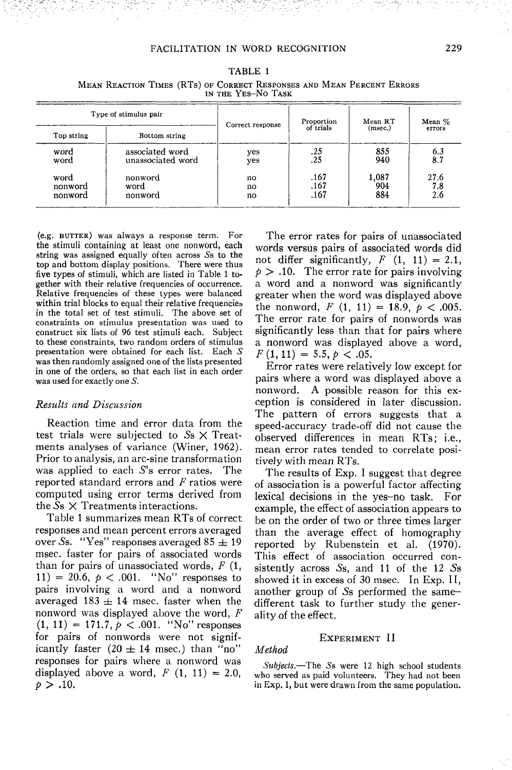TABLE 1

Mean Reaction Times (RTs) of Correct Responses and Mean Percent Errors in the Yes–No Task

| Type of stimulus pair | | Correct response | Proportion of trials | Mean RT (msec.) | Mean % errors |
|---|---|---|---|---|---|
| Top string | Bottom string | | | | |
| word | associated word | yes | .25 | 855 | 6.3 |
| word | unassociated word | yes | .25 | 940 | 8.7 |
| word | nonword | no | .167 | 1,087 | 27.6 |
| nonword | word | no | .167 | 904 | 7.8 |
| nonword | nonword | no | .167 | 884 | 2.6 |

(e.g. BUTTER) was always a response term. For the stimuli containing at least one nonword, each string was assigned equally often across *S*s to the top and bottom display positions. There were thus five types of stimuli, which are listed in Table 1 together with their relative frequencies of occurrence. Relative frequencies of these types were balanced within trial blocks to equal their relative frequencies in the total set of test stimuli. The above set of constraints on stimulus presentation was used to construct six lists of 96 test stimuli each. Subject to these constraints, two random orders of stimulus presentation were obtained for each list. Each *S* was then randomly assigned one of the lists presented in one of the orders, so that each list in each order was used for exactly one *S*.

### *Results and Discussion*

Reaction time and error data from the test trials were subjected to *S*s × Treatments analyses of variance (Winer, 1962). Prior to analysis, an arc-sine transformation was applied to each *S*'s error rates. The reported standard errors and *F* ratios were computed using error terms derived from the *S*s × Treatments interactions.

Table 1 summarizes mean RTs of correct responses and mean percent errors averaged over *S*s. "Yes" responses averaged 85 ± 19 msec. faster for pairs of associated words than for pairs of unassociated words, $F\ (1, 11) = 20.6$, $p < .001$. "No" responses to pairs involving a word and a nonword averaged 183 ± 14 msec. faster when the nonword was displayed above the word, $F\ (1, 11) = 171.7$, $p < .001$. "No" responses for pairs of nonwords were not significantly faster (20 ± 14 msec.) than "no" responses for pairs where a nonword was displayed above a word, $F\ (1, 11) = 2.0$, $p > .10$.

The error rates for pairs of unassociated words versus pairs of associated words did not differ significantly, $F\ (1, 11) = 2.1$, $p > .10$. The error rate for pairs involving a word and a nonword was significantly greater when the word was displayed above the nonword, $F\ (1, 11) = 18.9$, $p < .005$. The error rate for pairs of nonwords was significantly less than that for pairs where a nonword was displayed above a word, $F\ (1, 11) = 5.5$, $p < .05$.

Error rates were relatively low except for pairs where a word was displayed above a nonword. A possible reason for this exception is considered in later discussion. The pattern of errors suggests that a speed-accuracy trade-off did not cause the observed differences in mean RTs; i.e., mean error rates tended to correlate positively with mean RTs.

The results of Exp. I suggest that degree of association is a powerful factor affecting lexical decisions in the yes–no task. For example, the effect of association appears to be on the order of two or three times larger than the average effect of homography reported by Rubenstein et al. (1970). This effect of association occurred consistently across *S*s, and 11 of the 12 *S*s showed it in excess of 30 msec. In Exp. II, another group of *S*s performed the same–different task to further study the generality of the effect.

## Experiment II

### *Method*

*Subjects.*—The *S*s were 12 high school students who served as paid volunteers. They had not been in Exp. I, but were drawn from the same population.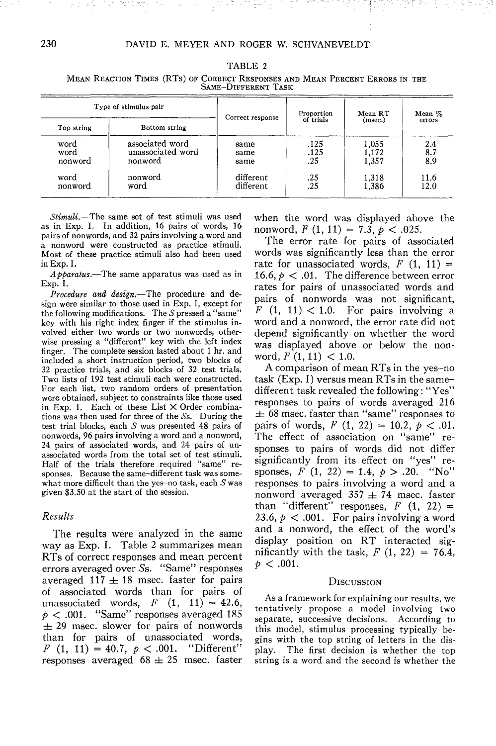TABLE 2

MEAN REACTION TIMES (RTs) OF CORRECT RESPONSES AND MEAN PERCENT ERRORS IN THE SAME–DIFFERENT TASK

| Type of stimulus pair | | Correct response | Proportion of trials | Mean RT (msec.) | Mean % errors |
|---|---|---|---|---|---|
| Top string | Bottom string | | | | |
| word | associated word | same | .125 | 1,055 | 2.4 |
| word | unassociated word | same | .125 | 1,172 | 8.7 |
| nonword | nonword | same | .25 | 1,357 | 8.9 |
| word | nonword | different | .25 | 1,318 | 11.6 |
| nonword | word | different | .25 | 1,386 | 12.0 |

*Stimuli.*—The same set of test stimuli was used as in Exp. I. In addition, 16 pairs of words, 16 pairs of nonwords, and 32 pairs involving a word and a nonword were constructed as practice stimuli. Most of these practice stimuli also had been used in Exp. I.

*Apparatus.*—The same apparatus was used as in Exp. I.

*Procedure and design.*—The procedure and design were similar to those used in Exp. I, except for the following modifications. The *S* pressed a "same" key with his right index finger if the stimulus involved either two words or two nonwords, otherwise pressing a "different" key with the left index finger. The complete session lasted about 1 hr. and included a short instruction period, two blocks of 32 practice trials, and six blocks of 32 test trials. Two lists of 192 test stimuli each were constructed. For each list, two random orders of presentation were obtained, subject to constraints like those used in Exp. I. Each of these List × Order combinations was then used for three of the *S*s. During the test trial blocks, each *S* was presented 48 pairs of nonwords, 96 pairs involving a word and a nonword, 24 pairs of associated words, and 24 pairs of unassociated words from the total set of test stimuli. Half of the trials therefore required "same" responses. Because the same–different task was somewhat more difficult than the yes–no task, each *S* was given $3.50 at the start of the session.

### Results

The results were analyzed in the same way as Exp. I. Table 2 summarizes mean RTs of correct responses and mean percent errors averaged over *S*s. "Same" responses averaged 117 ± 18 msec. faster for pairs of associated words than for pairs of unassociated words, $F$ (1, 11) = 42.6, $p < .001$. "Same" responses averaged 185 ± 29 msec. slower for pairs of nonwords than for pairs of unassociated words, $F$ (1, 11) = 40.7, $p < .001$. "Different" responses averaged 68 ± 25 msec. faster when the word was displayed above the nonword, $F$ (1, 11) = 7.3, $p < .025$.

The error rate for pairs of associated words was significantly less than the error rate for unassociated words, $F$ (1, 11) = 16.6, $p < .01$. The difference between error rates for pairs of unassociated words and pairs of nonwords was not significant, $F$ (1, 11) < 1.0. For pairs involving a word and a nonword, the error rate did not depend significantly on whether the word was displayed above or below the nonword, $F$ (1, 11) < 1.0.

A comparison of mean RTs in the yes–no task (Exp. I) versus mean RTs in the same–different task revealed the following: "Yes" responses to pairs of words averaged 216 ± 68 msec. faster than "same" responses to pairs of words, $F$ (1, 22) = 10.2, $p < .01$. The effect of association on "same" responses to pairs of words did not differ significantly from its effect on "yes" responses, $F$ (1, 22) = 1.4, $p > .20$. "No" responses to pairs involving a word and a nonword averaged 357 ± 74 msec. faster than "different" responses, $F$ (1, 22) = 23.6, $p < .001$. For pairs involving a word and a nonword, the effect of the word's display position on RT interacted significantly with the task, $F$ (1, 22) = 76.4, $p < .001$.

## DISCUSSION

As a framework for explaining our results, we tentatively propose a model involving two separate, successive decisions. According to this model, stimulus processing typically begins with the top string of letters in the display. The first decision is whether the top string is a word and the second is whether the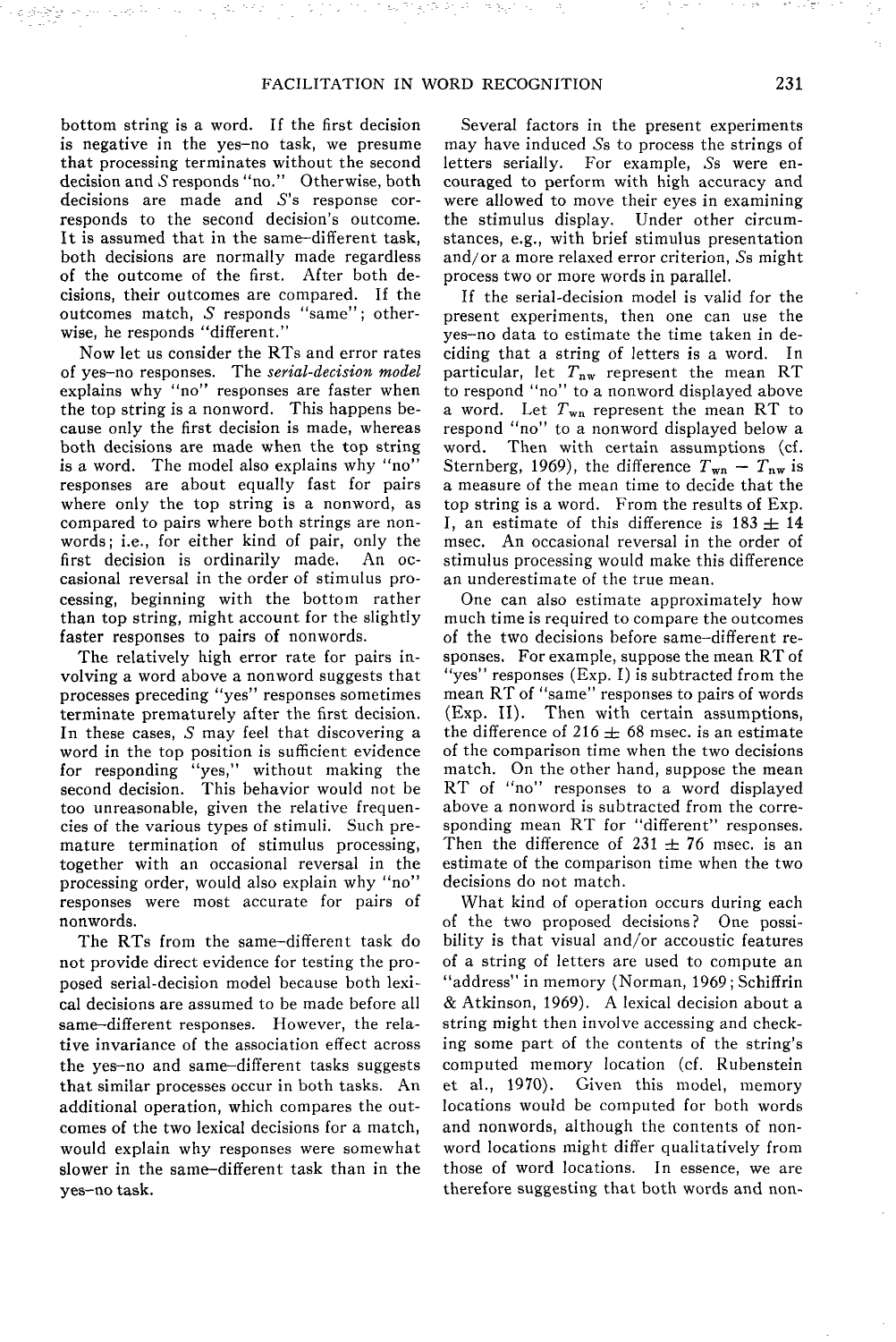bottom string is a word. If the first decision is negative in the yes–no task, we presume that processing terminates without the second decision and *S* responds "no." Otherwise, both decisions are made and *S*'s response corresponds to the second decision's outcome. It is assumed that in the same–different task, both decisions are normally made regardless of the outcome of the first. After both decisions, their outcomes are compared. If the outcomes match, *S* responds "same"; otherwise, he responds "different."

Now let us consider the RTs and error rates of yes–no responses. The *serial-decision model* explains why "no" responses are faster when the top string is a nonword. This happens because only the first decision is made, whereas both decisions are made when the top string is a word. The model also explains why "no" responses are about equally fast for pairs where only the top string is a nonword, as compared to pairs where both strings are nonwords; i.e., for either kind of pair, only the first decision is ordinarily made. An occasional reversal in the order of stimulus processing, beginning with the bottom rather than top string, might account for the slightly faster responses to pairs of nonwords.

The relatively high error rate for pairs involving a word above a nonword suggests that processes preceding "yes" responses sometimes terminate prematurely after the first decision. In these cases, *S* may feel that discovering a word in the top position is sufficient evidence for responding "yes," without making the second decision. This behavior would not be too unreasonable, given the relative frequencies of the various types of stimuli. Such premature termination of stimulus processing, together with an occasional reversal in the processing order, would also explain why "no" responses were most accurate for pairs of nonwords.

The RTs from the same–different task do not provide direct evidence for testing the proposed serial-decision model because both lexical decisions are assumed to be made before all same–different responses. However, the relative invariance of the association effect across the yes–no and same–different tasks suggests that similar processes occur in both tasks. An additional operation, which compares the outcomes of the two lexical decisions for a match, would explain why responses were somewhat slower in the same–different task than in the yes–no task.

Several factors in the present experiments may have induced *Ss* to process the strings of letters serially. For example, *Ss* were encouraged to perform with high accuracy and were allowed to move their eyes in examining the stimulus display. Under other circumstances, e.g., with brief stimulus presentation and/or a more relaxed error criterion, *Ss* might process two or more words in parallel.

If the serial-decision model is valid for the present experiments, then one can use the yes–no data to estimate the time taken in deciding that a string of letters is a word. In particular, let $T_{nw}$ represent the mean RT to respond "no" to a nonword displayed above a word. Let $T_{wn}$ represent the mean RT to respond "no" to a nonword displayed below a word. Then with certain assumptions (cf. Sternberg, 1969), the difference $T_{wn} - T_{nw}$ is a measure of the mean time to decide that the top string is a word. From the results of Exp. I, an estimate of this difference is $183 \pm 14$ msec. An occasional reversal in the order of stimulus processing would make this difference an underestimate of the true mean.

One can also estimate approximately how much time is required to compare the outcomes of the two decisions before same–different responses. For example, suppose the mean RT of "yes" responses (Exp. I) is subtracted from the mean RT of "same" responses to pairs of words (Exp. II). Then with certain assumptions, the difference of $216 \pm 68$ msec. is an estimate of the comparison time when the two decisions match. On the other hand, suppose the mean RT of "no" responses to a word displayed above a nonword is subtracted from the corresponding mean RT for "different" responses. Then the difference of $231 \pm 76$ msec. is an estimate of the comparison time when the two decisions do not match.

What kind of operation occurs during each of the two proposed decisions? One possibility is that visual and/or accoustic features of a string of letters are used to compute an "address" in memory (Norman, 1969; Schiffrin & Atkinson, 1969). A lexical decision about a string might then involve accessing and checking some part of the contents of the string's computed memory location (cf. Rubenstein et al., 1970). Given this model, memory locations would be computed for both words and nonwords, although the contents of nonword locations might differ qualitatively from those of word locations. In essence, we are therefore suggesting that both words and non-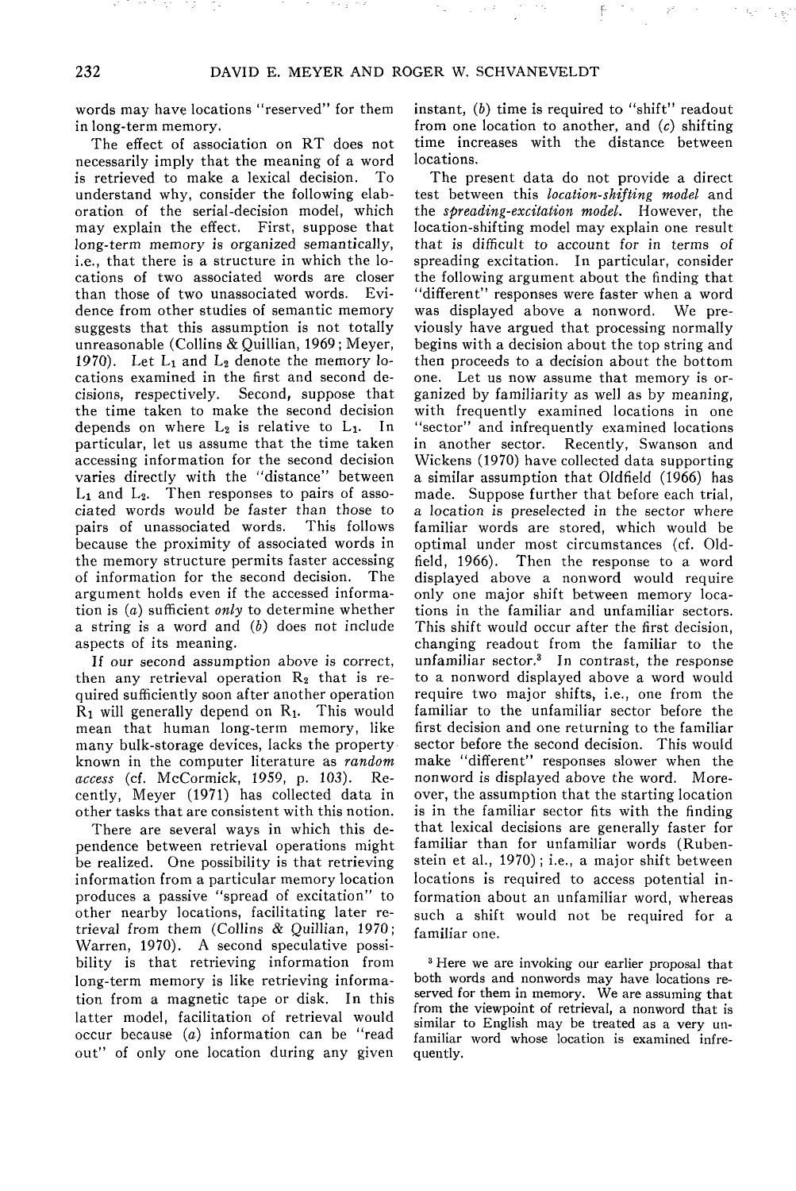words may have locations "reserved" for them in long-term memory.

The effect of association on RT does not necessarily imply that the meaning of a word is retrieved to make a lexical decision. To understand why, consider the following elaboration of the serial-decision model, which may explain the effect. First, suppose that long-term memory is organized semantically, i.e., that there is a structure in which the locations of two associated words are closer than those of two unassociated words. Evidence from other studies of semantic memory suggests that this assumption is not totally unreasonable (Collins & Quillian, 1969; Meyer, 1970). Let $L_1$ and $L_2$ denote the memory locations examined in the first and second decisions, respectively. Second, suppose that the time taken to make the second decision depends on where $L_2$ is relative to $L_1$. In particular, let us assume that the time taken accessing information for the second decision varies directly with the "distance" between $L_1$ and $L_2$. Then responses to pairs of associated words would be faster than those to pairs of unassociated words. This follows because the proximity of associated words in the memory structure permits faster accessing of information for the second decision. The argument holds even if the accessed information is (*a*) sufficient *only* to determine whether a string is a word and (*b*) does not include aspects of its meaning.

If our second assumption above is correct, then any retrieval operation $R_2$ that is required sufficiently soon after another operation $R_1$ will generally depend on $R_1$. This would mean that human long-term memory, like many bulk-storage devices, lacks the property known in the computer literature as *random access* (cf. McCormick, 1959, p. 103). Recently, Meyer (1971) has collected data in other tasks that are consistent with this notion.

There are several ways in which this dependence between retrieval operations might be realized. One possibility is that retrieving information from a particular memory location produces a passive "spread of excitation" to other nearby locations, facilitating later retrieval from them (Collins & Quillian, 1970; Warren, 1970). A second speculative possibility is that retrieving information from long-term memory is like retrieving information from a magnetic tape or disk. In this latter model, facilitation of retrieval would occur because (*a*) information can be "read out" of only one location during any given instant, (*b*) time is required to "shift" readout from one location to another, and (*c*) shifting time increases with the distance between locations.

The present data do not provide a direct test between this *location-shifting model* and the *spreading-excitation model*. However, the location-shifting model may explain one result that is difficult to account for in terms of spreading excitation. In particular, consider the following argument about the finding that "different" responses were faster when a word was displayed above a nonword. We previously have argued that processing normally begins with a decision about the top string and then proceeds to a decision about the bottom one. Let us now assume that memory is organized by familiarity as well as by meaning, with frequently examined locations in one "sector" and infrequently examined locations in another sector. Recently, Swanson and Wickens (1970) have collected data supporting a similar assumption that Oldfield (1966) has made. Suppose further that before each trial, a location is preselected in the sector where familiar words are stored, which would be optimal under most circumstances (cf. Oldfield, 1966). Then the response to a word displayed above a nonword would require only one major shift between memory locations in the familiar and unfamiliar sectors. This shift would occur after the first decision, changing readout from the familiar to the unfamiliar sector.[3] In contrast, the response to a nonword displayed above a word would require two major shifts, i.e., one from the familiar to the unfamiliar sector before the first decision and one returning to the familiar sector before the second decision. This would make "different" responses slower when the nonword is displayed above the word. Moreover, the assumption that the starting location is in the familiar sector fits with the finding that lexical decisions are generally faster for familiar than for unfamiliar words (Rubenstein et al., 1970); i.e., a major shift between locations is required to access potential information about an unfamiliar word, whereas such a shift would not be required for a familiar one.

[3] Here we are invoking our earlier proposal that both words and nonwords may have locations reserved for them in memory. We are assuming that from the viewpoint of retrieval, a nonword that is similar to English may be treated as a very unfamiliar word whose location is examined infrequently.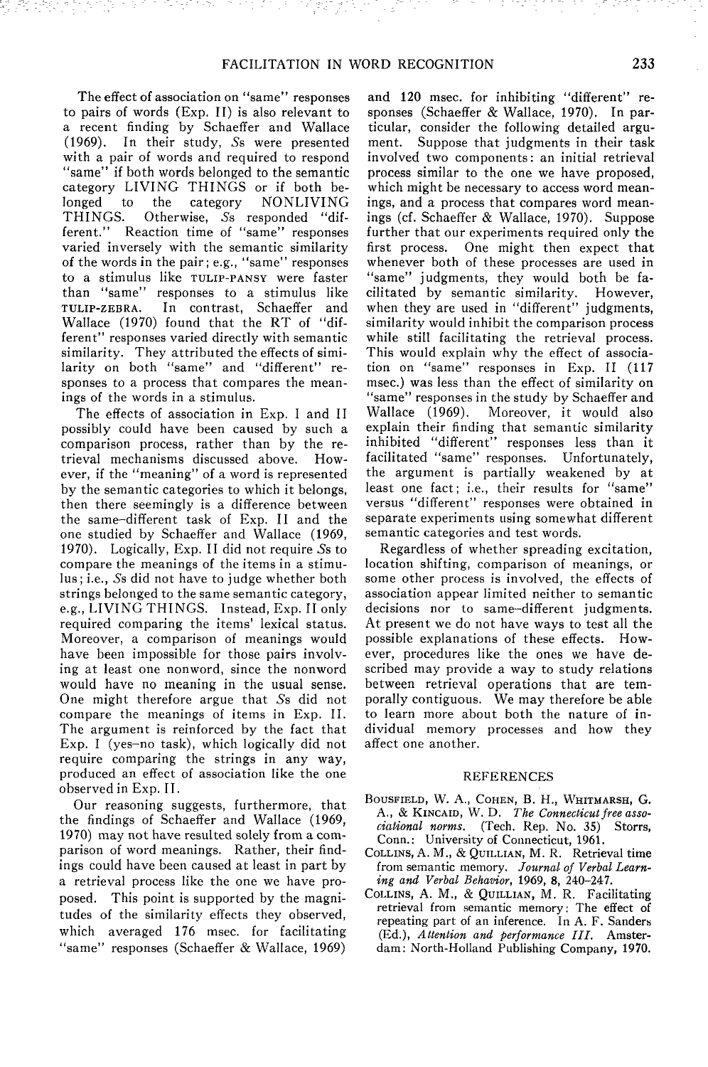The effect of association on "same" responses to pairs of words (Exp. II) is also relevant to a recent finding by Schaeffer and Wallace (1969). In their study, *S*s were presented with a pair of words and required to respond "same" if both words belonged to the semantic category LIVING THINGS or if both belonged to the category NONLIVING THINGS. Otherwise, *S*s responded "different." Reaction time of "same" responses varied inversely with the semantic similarity of the words in the pair; e.g., "same" responses to a stimulus like TULIP-PANSY were faster than "same" responses to a stimulus like TULIP-ZEBRA. In contrast, Schaeffer and Wallace (1970) found that the RT of "different" responses varied directly with semantic similarity. They attributed the effects of similarity on both "same" and "different" responses to a process that compares the meanings of the words in a stimulus.

The effects of association in Exp. I and II possibly could have been caused by such a comparison process, rather than by the retrieval mechanisms discussed above. However, if the "meaning" of a word is represented by the semantic categories to which it belongs, then there seemingly is a difference between the same–different task of Exp. II and the one studied by Schaeffer and Wallace (1969, 1970). Logically, Exp. II did not require *S*s to compare the meanings of the items in a stimulus; i.e., *S*s did not have to judge whether both strings belonged to the same semantic category, e.g., LIVING THINGS. Instead, Exp. II only required comparing the items' lexical status. Moreover, a comparison of meanings would have been impossible for those pairs involving at least one nonword, since the nonword would have no meaning in the usual sense. One might therefore argue that *S*s did not compare the meanings of items in Exp. II. The argument is reinforced by the fact that Exp. I (yes–no task), which logically did not require comparing the strings in any way, produced an effect of association like the one observed in Exp. II.

Our reasoning suggests, furthermore, that the findings of Schaeffer and Wallace (1969, 1970) may not have resulted solely from a comparison of word meanings. Rather, their findings could have been caused at least in part by a retrieval process like the one we have proposed. This point is supported by the magnitudes of the similarity effects they observed, which averaged 176 msec. for facilitating "same" responses (Schaeffer & Wallace, 1969) and 120 msec. for inhibiting "different" responses (Schaeffer & Wallace, 1970). In particular, consider the following detailed argument. Suppose that judgments in their task involved two components: an initial retrieval process similar to the one we have proposed, which might be necessary to access word meanings, and a process that compares word meanings (cf. Schaeffer & Wallace, 1970). Suppose further that our experiments required only the first process. One might then expect that whenever both of these processes are used in "same" judgments, they would both be facilitated by semantic similarity. However, when they are used in "different" judgments, similarity would inhibit the comparison process while still facilitating the retrieval process. This would explain why the effect of association on "same" responses in Exp. II (117 msec.) was less than the effect of similarity on "same" responses in the study by Schaeffer and Wallace (1969). Moreover, it would also explain their finding that semantic similarity inhibited "different" responses less than it facilitated "same" responses. Unfortunately, the argument is partially weakened by at least one fact; i.e., their results for "same" versus "different" responses were obtained in separate experiments using somewhat different semantic categories and test words.

Regardless of whether spreading excitation, location shifting, comparison of meanings, or some other process is involved, the effects of association appear limited neither to semantic decisions nor to same–different judgments. At present we do not have ways to test all the possible explanations of these effects. However, procedures like the ones we have described may provide a way to study relations between retrieval operations that are temporally contiguous. We may therefore be able to learn more about both the nature of individual memory processes and how they affect one another.

## REFERENCES

Bousfield, W. A., Cohen, B. H., Whitmarsh, G. A., & Kincaid, W. D. *The Connecticut free associational norms.* (Tech. Rep. No. 35) Storrs, Conn.: University of Connecticut, 1961.

Collins, A. M., & Quillian, M. R. Retrieval time from semantic memory. *Journal of Verbal Learning and Verbal Behavior*, 1969, **8**, 240–247.

Collins, A. M., & Quillian, M. R. Facilitating retrieval from semantic memory: The effect of repeating part of an inference. In A. F. Sanders (Ed.), *Attention and performance III.* Amsterdam: North-Holland Publishing Company, 1970.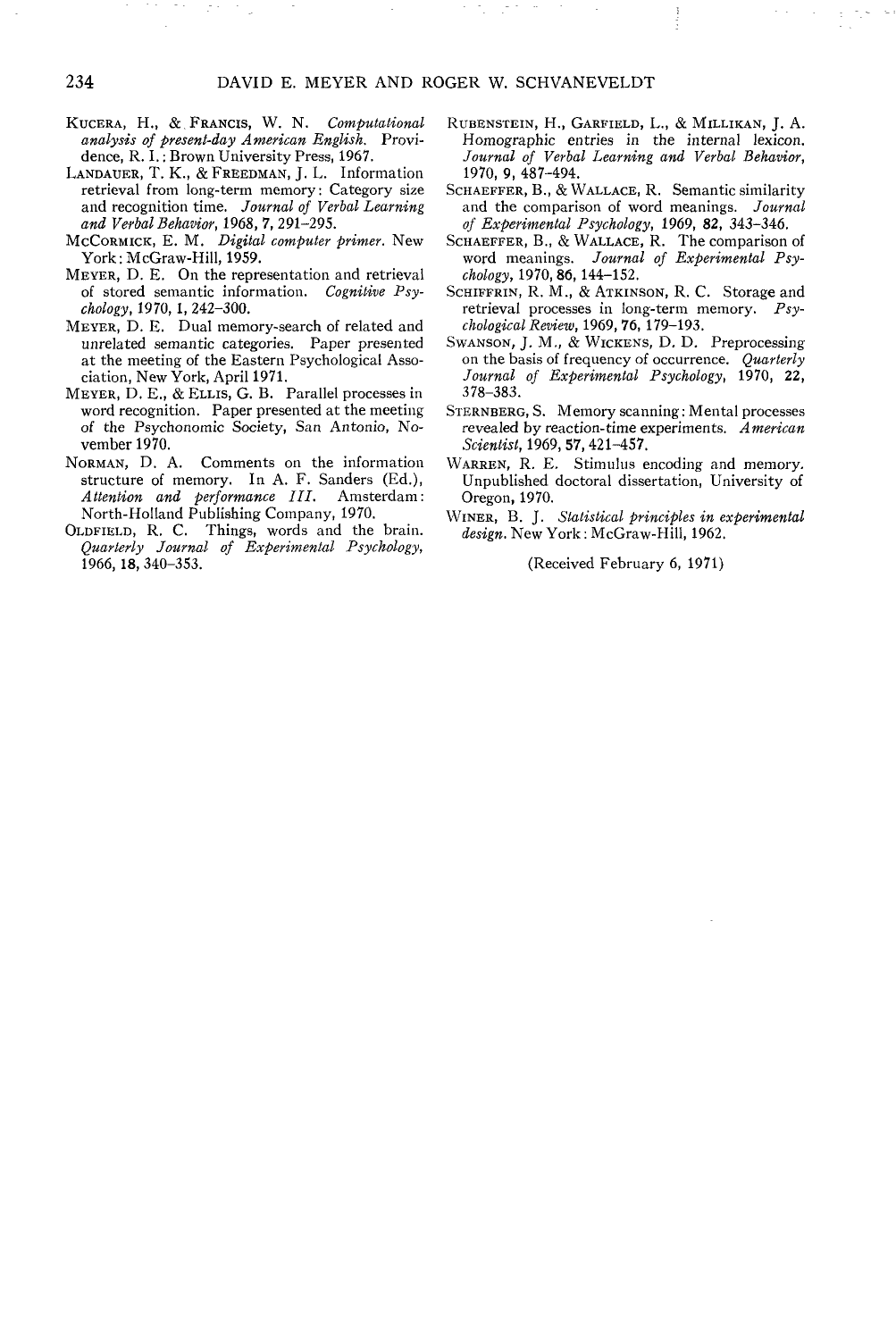Kucera, H., & Francis, W. N. *Computational analysis of present-day American English*. Providence, R. I.: Brown University Press, 1967.

Landauer, T. K., & Freedman, J. L. Information retrieval from long-term memory: Category size and recognition time. *Journal of Verbal Learning and Verbal Behavior*, 1968, **7**, 291–295.

McCormick, E. M. *Digital computer primer*. New York: McGraw-Hill, 1959.

Meyer, D. E. On the representation and retrieval of stored semantic information. *Cognitive Psychology*, 1970, **1**, 242–300.

Meyer, D. E. Dual memory-search of related and unrelated semantic categories. Paper presented at the meeting of the Eastern Psychological Association, New York, April 1971.

Meyer, D. E., & Ellis, G. B. Parallel processes in word recognition. Paper presented at the meeting of the Psychonomic Society, San Antonio, November 1970.

Norman, D. A. Comments on the information structure of memory. In A. F. Sanders (Ed.), *Attention and performance III*. Amsterdam: North-Holland Publishing Company, 1970.

Oldfield, R. C. Things, words and the brain. *Quarterly Journal of Experimental Psychology*, 1966, **18**, 340–353.

Rubenstein, H., Garfield, L., & Millikan, J. A. Homographic entries in the internal lexicon. *Journal of Verbal Learning and Verbal Behavior*, 1970, **9**, 487–494.

Schaeffer, B., & Wallace, R. Semantic similarity and the comparison of word meanings. *Journal of Experimental Psychology*, 1969, **82**, 343–346.

Schaeffer, B., & Wallace, R. The comparison of word meanings. *Journal of Experimental Psychology*, 1970, **86**, 144–152.

Schiffrin, R. M., & Atkinson, R. C. Storage and retrieval processes in long-term memory. *Psychological Review*, 1969, **76**, 179–193.

Swanson, J. M., & Wickens, D. D. Preprocessing on the basis of frequency of occurrence. *Quarterly Journal of Experimental Psychology*, 1970, **22**, 378–383.

Sternberg, S. Memory scanning: Mental processes revealed by reaction-time experiments. *American Scientist*, 1969, **57**, 421–457.

Warren, R. E. Stimulus encoding and memory. Unpublished doctoral dissertation, University of Oregon, 1970.

Winer, B. J. *Statistical principles in experimental design*. New York: McGraw-Hill, 1962.

(Received February 6, 1971)